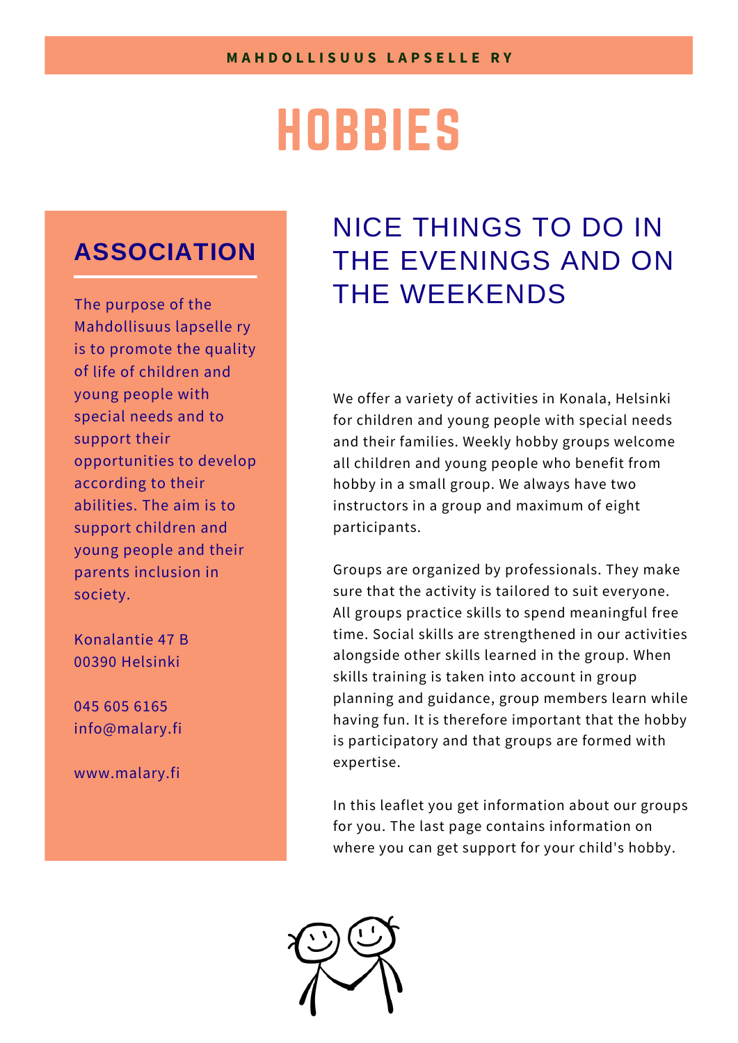MAHDOLLISUUS LAPSELLE RY

# HOBBIES

## NICE THINGS TO DO IN THE EVENINGS AND ON THE WEEKENDS

We offer a variety of activities in Konala, Helsinki for children and young people with special needs and their families. Weekly hobby groups welcome all children and young people who benefit from hobby in a small group. We always have two instructors in a group and maximum of eight participants.

Groups are organized by professionals. They make sure that the activity is tailored to suit everyone. All groups practice skills to spend meaningful free time. Social skills are strengthened in our activities alongside other skills learned in the group. When skills training is taken into account in group planning and guidance, group members learn while having fun. It is therefore important that the hobby is participatory and that groups are formed with expertise.

In this leaflet you get information about our groups for you. The last page contains information on where you can get support for your child's hobby.

## ASSOCIATION

The purpose of the Mahdollisuus lapselle ry is to promote the quality of life of children and young people with special needs and to support their opportunities to develop according to their abilities. The aim is to support children and young people and their parents inclusion in society.

Konalantie 47 B
00390 Helsinki

045 605 6165
info@malary.fi

www.malary.fi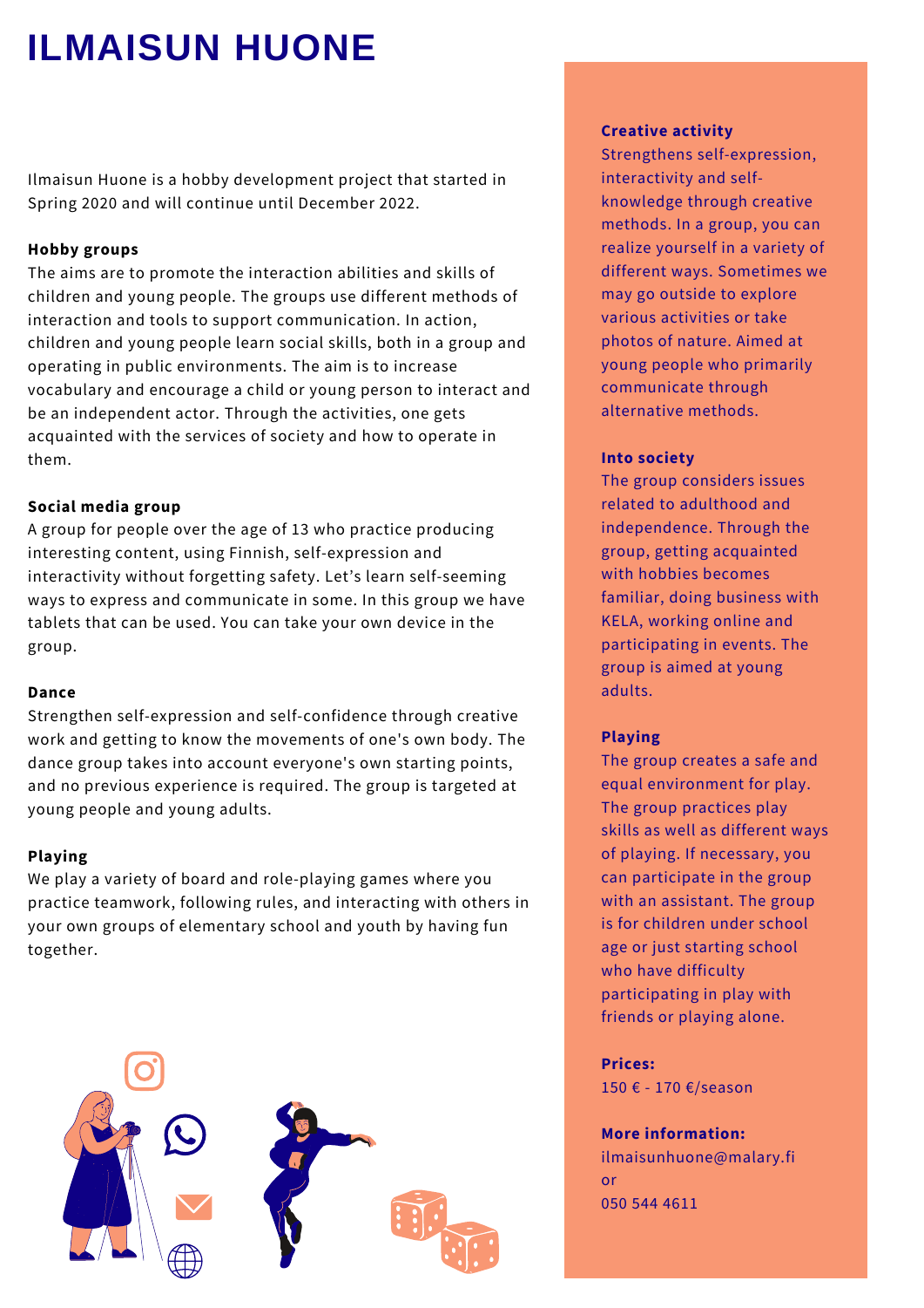# ILMAISUN HUONE

Ilmaisun Huone is a hobby development project that started in Spring 2020 and will continue until December 2022.

**Hobby groups**

The aims are to promote the interaction abilities and skills of children and young people. The groups use different methods of interaction and tools to support communication. In action, children and young people learn social skills, both in a group and operating in public environments. The aim is to increase vocabulary and encourage a child or young person to interact and be an independent actor. Through the activities, one gets acquainted with the services of society and how to operate in them.

**Social media group**

A group for people over the age of 13 who practice producing interesting content, using Finnish, self-expression and interactivity without forgetting safety. Let's learn self-seeming ways to express and communicate in some. In this group we have tablets that can be used. You can take your own device in the group.

**Dance**

Strengthen self-expression and self-confidence through creative work and getting to know the movements of one's own body. The dance group takes into account everyone's own starting points, and no previous experience is required. The group is targeted at young people and young adults.

**Playing**

We play a variety of board and role-playing games where you practice teamwork, following rules, and interacting with others in your own groups of elementary school and youth by having fun together.

**Creative activity**

Strengthens self-expression, interactivity and self-knowledge through creative methods. In a group, you can realize yourself in a variety of different ways. Sometimes we may go outside to explore various activities or take photos of nature. Aimed at young people who primarily communicate through alternative methods.

**Into society**

The group considers issues related to adulthood and independence. Through the group, getting acquainted with hobbies becomes familiar, doing business with KELA, working online and participating in events. The group is aimed at young adults.

**Playing**

The group creates a safe and equal environment for play. The group practices play skills as well as different ways of playing. If necessary, you can participate in the group with an assistant. The group is for children under school age or just starting school who have difficulty participating in play with friends or playing alone.

**Prices:**
150 € - 170 €/season

**More information:**
ilmaisunhuone@malary.fi
or
050 544 4611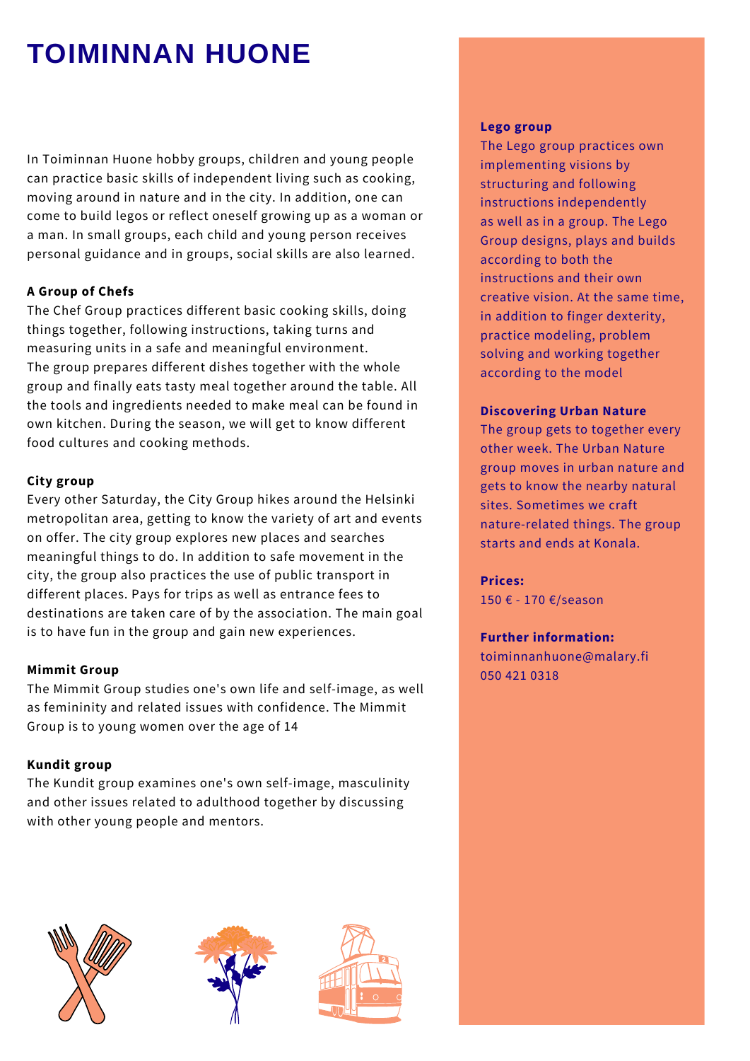# TOIMINNAN HUONE

In Toiminnan Huone hobby groups, children and young people can practice basic skills of independent living such as cooking, moving around in nature and in the city. In addition, one can come to build legos or reflect oneself growing up as a woman or a man. In small groups, each child and young person receives personal guidance and in groups, social skills are also learned.

**A Group of Chefs**

The Chef Group practices different basic cooking skills, doing things together, following instructions, taking turns and measuring units in a safe and meaningful environment. The group prepares different dishes together with the whole group and finally eats tasty meal together around the table. All the tools and ingredients needed to make meal can be found in own kitchen. During the season, we will get to know different food cultures and cooking methods.

**City group**

Every other Saturday, the City Group hikes around the Helsinki metropolitan area, getting to know the variety of art and events on offer. The city group explores new places and searches meaningful things to do. In addition to safe movement in the city, the group also practices the use of public transport in different places. Pays for trips as well as entrance fees to destinations are taken care of by the association. The main goal is to have fun in the group and gain new experiences.

**Mimmit Group**

The Mimmit Group studies one's own life and self-image, as well as femininity and related issues with confidence. The Mimmit Group is to young women over the age of 14

**Kundit group**

The Kundit group examines one's own self-image, masculinity and other issues related to adulthood together by discussing with other young people and mentors.

**Lego group**

The Lego group practices own implementing visions by structuring and following instructions independently as well as in a group. The Lego Group designs, plays and builds according to both the instructions and their own creative vision. At the same time, in addition to finger dexterity, practice modeling, problem solving and working together according to the model

**Discovering Urban Nature**

The group gets to together every other week. The Urban Nature group moves in urban nature and gets to know the nearby natural sites. Sometimes we craft nature-related things. The group starts and ends at Konala.

**Prices:**

150 € - 170 €/season

**Further information:**

toiminnanhuone@malary.fi
050 421 0318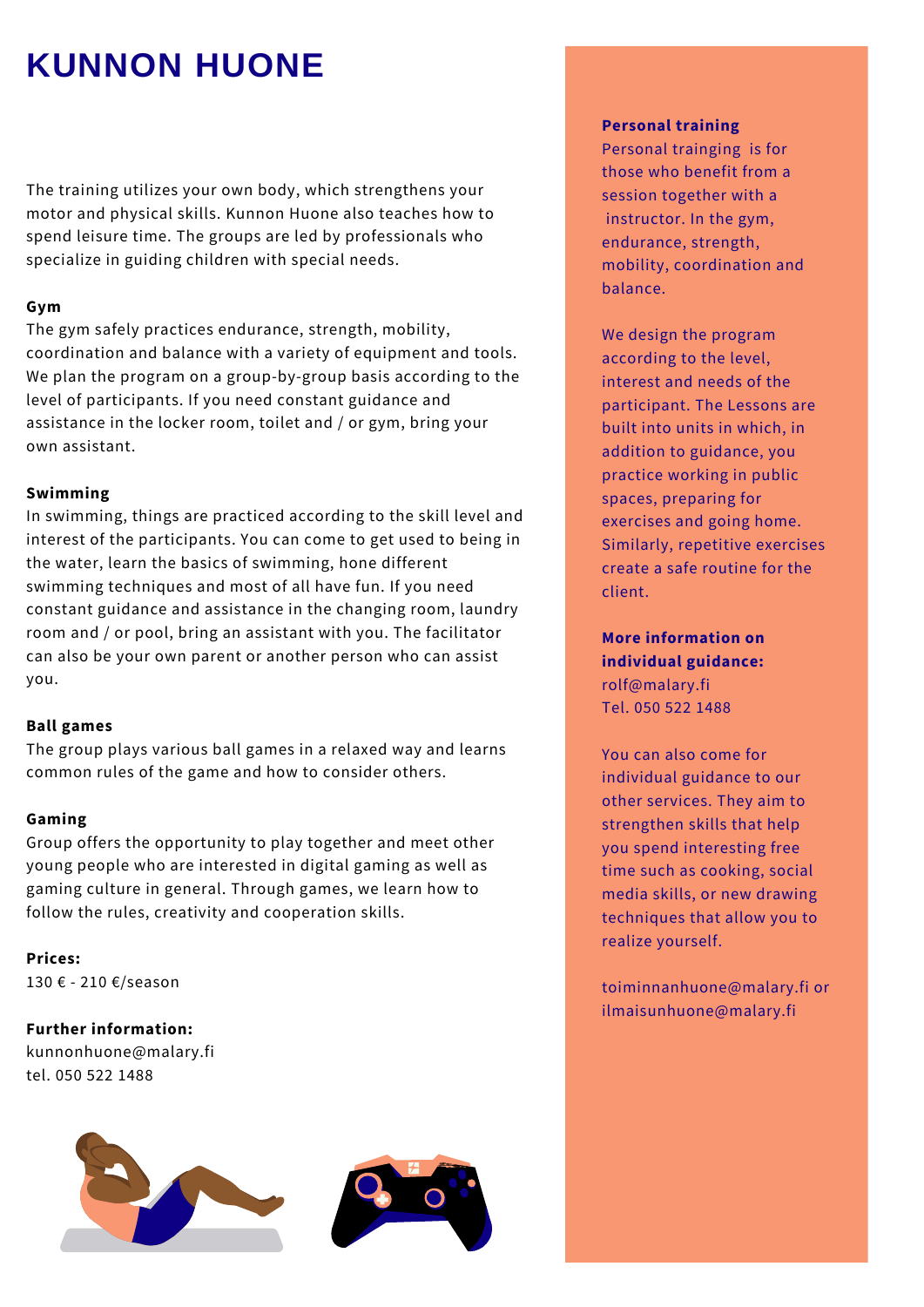# KUNNON HUONE

The training utilizes your own body, which strengthens your motor and physical skills. Kunnon Huone also teaches how to spend leisure time. The groups are led by professionals who specialize in guiding children with special needs.

**Gym**
The gym safely practices endurance, strength, mobility, coordination and balance with a variety of equipment and tools. We plan the program on a group-by-group basis according to the level of participants. If you need constant guidance and assistance in the locker room, toilet and / or gym, bring your own assistant.

**Swimming**
In swimming, things are practiced according to the skill level and interest of the participants. You can come to get used to being in the water, learn the basics of swimming, hone different swimming techniques and most of all have fun. If you need constant guidance and assistance in the changing room, laundry room and / or pool, bring an assistant with you. The facilitator can also be your own parent or another person who can assist you.

**Ball games**
The group plays various ball games in a relaxed way and learns common rules of the game and how to consider others.

**Gaming**
Group offers the opportunity to play together and meet other young people who are interested in digital gaming as well as gaming culture in general. Through games, we learn how to follow the rules, creativity and cooperation skills.

**Prices:**
130 € - 210 €/season

**Further information:**
kunnonhuone@malary.fi
tel. 050 522 1488

**Personal training**
Personal trainging is for those who benefit from a session together with a instructor. In the gym, endurance, strength, mobility, coordination and balance.

We design the program according to the level, interest and needs of the participant. The Lessons are built into units in which, in addition to guidance, you practice working in public spaces, preparing for exercises and going home. Similarly, repetitive exercises create a safe routine for the client.

**More information on individual guidance:**
rolf@malary.fi
Tel. 050 522 1488

You can also come for individual guidance to our other services. They aim to strengthen skills that help you spend interesting free time such as cooking, social media skills, or new drawing techniques that allow you to realize yourself.

toiminnanhuone@malary.fi or ilmaisunhuone@malary.fi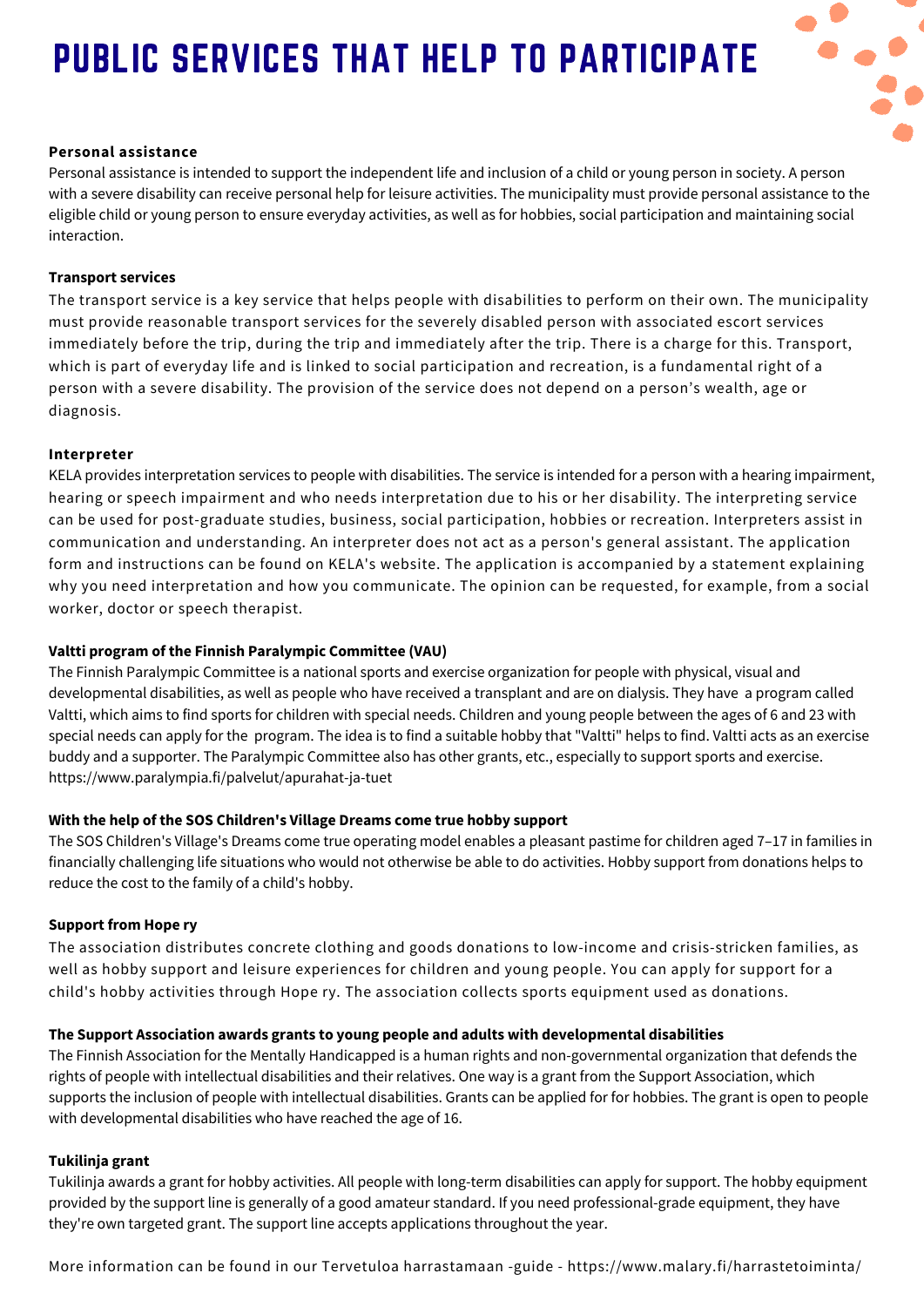# PUBLIC SERVICES THAT HELP TO PARTICIPATE

**Personal assistance**

Personal assistance is intended to support the independent life and inclusion of a child or young person in society. A person with a severe disability can receive personal help for leisure activities. The municipality must provide personal assistance to the eligible child or young person to ensure everyday activities, as well as for hobbies, social participation and maintaining social interaction.

**Transport services**

The transport service is a key service that helps people with disabilities to perform on their own. The municipality must provide reasonable transport services for the severely disabled person with associated escort services immediately before the trip, during the trip and immediately after the trip. There is a charge for this. Transport, which is part of everyday life and is linked to social participation and recreation, is a fundamental right of a person with a severe disability. The provision of the service does not depend on a person's wealth, age or diagnosis.

**Interpreter**

KELA provides interpretation services to people with disabilities. The service is intended for a person with a hearing impairment, hearing or speech impairment and who needs interpretation due to his or her disability. The interpreting service can be used for post-graduate studies, business, social participation, hobbies or recreation. Interpreters assist in communication and understanding. An interpreter does not act as a person's general assistant. The application form and instructions can be found on KELA's website. The application is accompanied by a statement explaining why you need interpretation and how you communicate. The opinion can be requested, for example, from a social worker, doctor or speech therapist.

**Valtti program of the Finnish Paralympic Committee (VAU)**

The Finnish Paralympic Committee is a national sports and exercise organization for people with physical, visual and developmental disabilities, as well as people who have received a transplant and are on dialysis. They have a program called Valtti, which aims to find sports for children with special needs. Children and young people between the ages of 6 and 23 with special needs can apply for the program. The idea is to find a suitable hobby that "Valtti" helps to find. Valtti acts as an exercise buddy and a supporter. The Paralympic Committee also has other grants, etc., especially to support sports and exercise. https://www.paralympia.fi/palvelut/apurahat-ja-tuet

**With the help of the SOS Children's Village Dreams come true hobby support**

The SOS Children's Village's Dreams come true operating model enables a pleasant pastime for children aged 7–17 in families in financially challenging life situations who would not otherwise be able to do activities. Hobby support from donations helps to reduce the cost to the family of a child's hobby.

**Support from Hope ry**

The association distributes concrete clothing and goods donations to low-income and crisis-stricken families, as well as hobby support and leisure experiences for children and young people. You can apply for support for a child's hobby activities through Hope ry. The association collects sports equipment used as donations.

**The Support Association awards grants to young people and adults with developmental disabilities**

The Finnish Association for the Mentally Handicapped is a human rights and non-governmental organization that defends the rights of people with intellectual disabilities and their relatives. One way is a grant from the Support Association, which supports the inclusion of people with intellectual disabilities. Grants can be applied for for hobbies. The grant is open to people with developmental disabilities who have reached the age of 16.

**Tukilinja grant**

Tukilinja awards a grant for hobby activities. All people with long-term disabilities can apply for support. The hobby equipment provided by the support line is generally of a good amateur standard. If you need professional-grade equipment, they have they're own targeted grant. The support line accepts applications throughout the year.

More information can be found in our Tervetuloa harrastamaan -guide - https://www.malary.fi/harrastetoiminta/